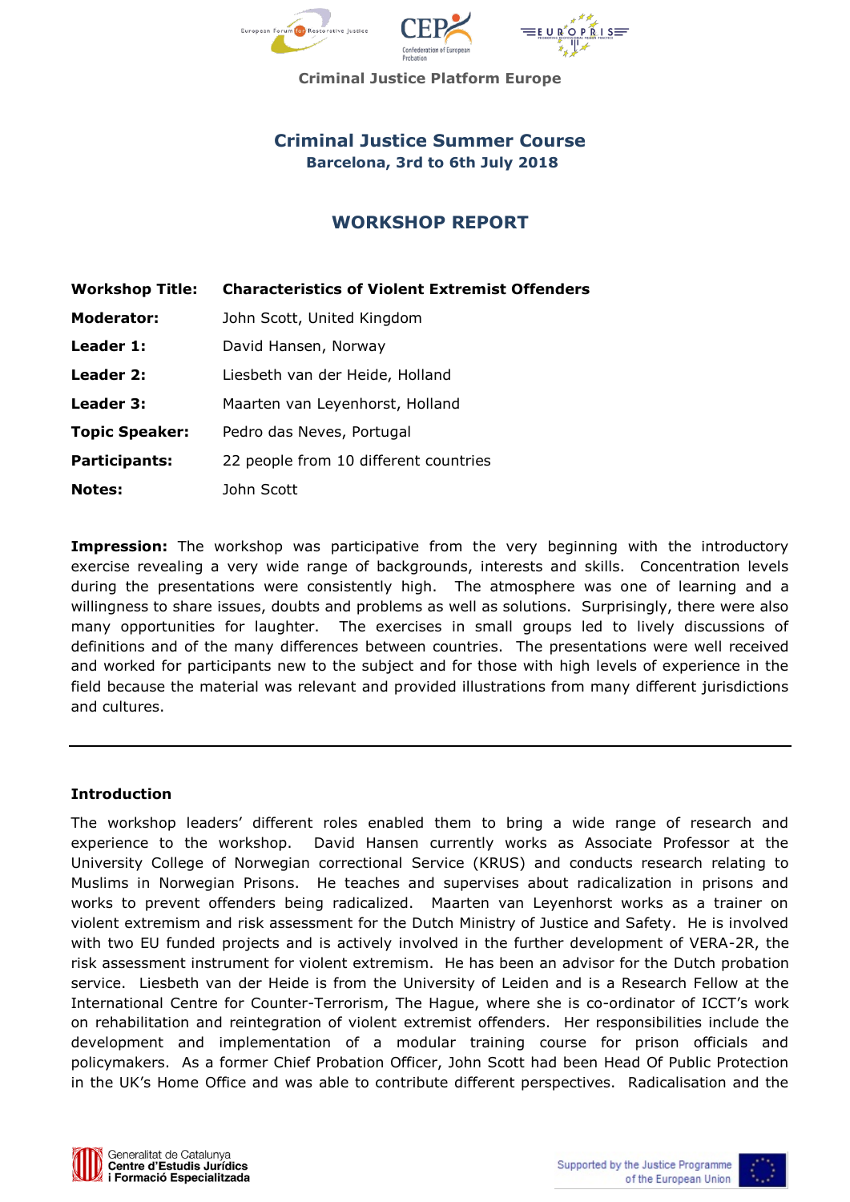Criminal Justice Platform Europe

# Criminal Justice Summer Course

**Barcelona, 3rd to 6th July 2018**

## WORKSHOP REPORT

| | |
|---|---|
| **Workshop Title:** | **Characteristics of Violent Extremist Offenders** |
| **Moderator:** | John Scott, United Kingdom |
| **Leader 1:** | David Hansen, Norway |
| **Leader 2:** | Liesbeth van der Heide, Holland |
| **Leader 3:** | Maarten van Leyenhorst, Holland |
| **Topic Speaker:** | Pedro das Neves, Portugal |
| **Participants:** | 22 people from 10 different countries |
| **Notes:** | John Scott |

**Impression:** The workshop was participative from the very beginning with the introductory exercise revealing a very wide range of backgrounds, interests and skills. Concentration levels during the presentations were consistently high. The atmosphere was one of learning and a willingness to share issues, doubts and problems as well as solutions. Surprisingly, there were also many opportunities for laughter. The exercises in small groups led to lively discussions of definitions and of the many differences between countries. The presentations were well received and worked for participants new to the subject and for those with high levels of experience in the field because the material was relevant and provided illustrations from many different jurisdictions and cultures.

---

### Introduction

The workshop leaders' different roles enabled them to bring a wide range of research and experience to the workshop. David Hansen currently works as Associate Professor at the University College of Norwegian correctional Service (KRUS) and conducts research relating to Muslims in Norwegian Prisons. He teaches and supervises about radicalization in prisons and works to prevent offenders being radicalized. Maarten van Leyenhorst works as a trainer on violent extremism and risk assessment for the Dutch Ministry of Justice and Safety. He is involved with two EU funded projects and is actively involved in the further development of VERA-2R, the risk assessment instrument for violent extremism. He has been an advisor for the Dutch probation service. Liesbeth van der Heide is from the University of Leiden and is a Research Fellow at the International Centre for Counter-Terrorism, The Hague, where she is co-ordinator of ICCT's work on rehabilitation and reintegration of violent extremist offenders. Her responsibilities include the development and implementation of a modular training course for prison officials and policymakers. As a former Chief Probation Officer, John Scott had been Head Of Public Protection in the UK's Home Office and was able to contribute different perspectives. Radicalisation and the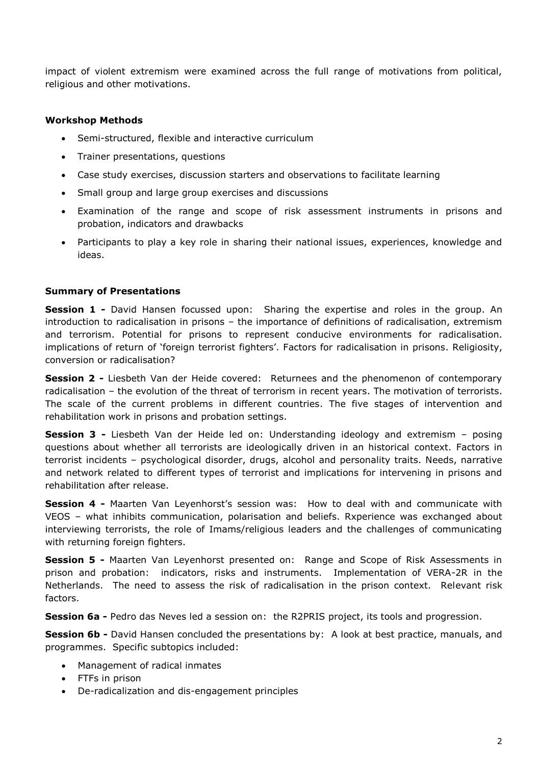impact of violent extremism were examined across the full range of motivations from political, religious and other motivations.

**Workshop Methods**

- Semi-structured, flexible and interactive curriculum
- Trainer presentations, questions
- Case study exercises, discussion starters and observations to facilitate learning
- Small group and large group exercises and discussions
- Examination of the range and scope of risk assessment instruments in prisons and probation, indicators and drawbacks
- Participants to play a key role in sharing their national issues, experiences, knowledge and ideas.

**Summary of Presentations**

**Session 1 -** David Hansen focussed upon: Sharing the expertise and roles in the group. An introduction to radicalisation in prisons – the importance of definitions of radicalisation, extremism and terrorism. Potential for prisons to represent conducive environments for radicalisation. implications of return of 'foreign terrorist fighters'. Factors for radicalisation in prisons. Religiosity, conversion or radicalisation?

**Session 2 -** Liesbeth Van der Heide covered: Returnees and the phenomenon of contemporary radicalisation – the evolution of the threat of terrorism in recent years. The motivation of terrorists. The scale of the current problems in different countries. The five stages of intervention and rehabilitation work in prisons and probation settings.

**Session 3 -** Liesbeth Van der Heide led on: Understanding ideology and extremism – posing questions about whether all terrorists are ideologically driven in an historical context. Factors in terrorist incidents – psychological disorder, drugs, alcohol and personality traits. Needs, narrative and network related to different types of terrorist and implications for intervening in prisons and rehabilitation after release.

**Session 4 -** Maarten Van Leyenhorst's session was: How to deal with and communicate with VEOS – what inhibits communication, polarisation and beliefs. Rxperience was exchanged about interviewing terrorists, the role of Imams/religious leaders and the challenges of communicating with returning foreign fighters.

**Session 5 -** Maarten Van Leyenhorst presented on: Range and Scope of Risk Assessments in prison and probation: indicators, risks and instruments. Implementation of VERA-2R in the Netherlands. The need to assess the risk of radicalisation in the prison context. Relevant risk factors.

**Session 6a -** Pedro das Neves led a session on: the R2PRIS project, its tools and progression.

**Session 6b -** David Hansen concluded the presentations by: A look at best practice, manuals, and programmes. Specific subtopics included:

- Management of radical inmates
- FTFs in prison
- De-radicalization and dis-engagement principles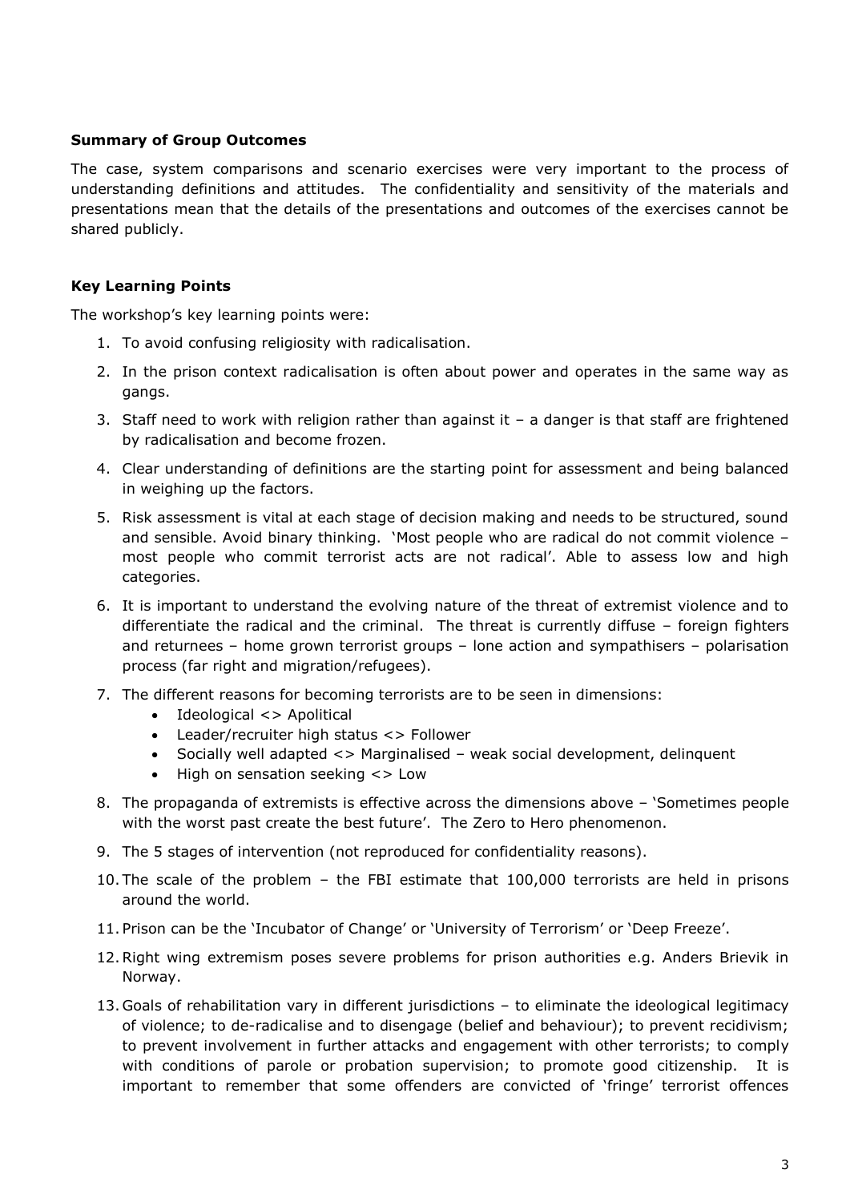**Summary of Group Outcomes**

The case, system comparisons and scenario exercises were very important to the process of understanding definitions and attitudes. The confidentiality and sensitivity of the materials and presentations mean that the details of the presentations and outcomes of the exercises cannot be shared publicly.

**Key Learning Points**

The workshop's key learning points were:

1. To avoid confusing religiosity with radicalisation.
2. In the prison context radicalisation is often about power and operates in the same way as gangs.
3. Staff need to work with religion rather than against it – a danger is that staff are frightened by radicalisation and become frozen.
4. Clear understanding of definitions are the starting point for assessment and being balanced in weighing up the factors.
5. Risk assessment is vital at each stage of decision making and needs to be structured, sound and sensible. Avoid binary thinking. 'Most people who are radical do not commit violence – most people who commit terrorist acts are not radical'. Able to assess low and high categories.
6. It is important to understand the evolving nature of the threat of extremist violence and to differentiate the radical and the criminal. The threat is currently diffuse – foreign fighters and returnees – home grown terrorist groups – lone action and sympathisers – polarisation process (far right and migration/refugees).
7. The different reasons for becoming terrorists are to be seen in dimensions:
   - Ideological <> Apolitical
   - Leader/recruiter high status <> Follower
   - Socially well adapted <> Marginalised – weak social development, delinquent
   - High on sensation seeking <> Low
8. The propaganda of extremists is effective across the dimensions above – 'Sometimes people with the worst past create the best future'. The Zero to Hero phenomenon.
9. The 5 stages of intervention (not reproduced for confidentiality reasons).
10. The scale of the problem – the FBI estimate that 100,000 terrorists are held in prisons around the world.
11. Prison can be the 'Incubator of Change' or 'University of Terrorism' or 'Deep Freeze'.
12. Right wing extremism poses severe problems for prison authorities e.g. Anders Brievik in Norway.
13. Goals of rehabilitation vary in different jurisdictions – to eliminate the ideological legitimacy of violence; to de-radicalise and to disengage (belief and behaviour); to prevent recidivism; to prevent involvement in further attacks and engagement with other terrorists; to comply with conditions of parole or probation supervision; to promote good citizenship. It is important to remember that some offenders are convicted of 'fringe' terrorist offences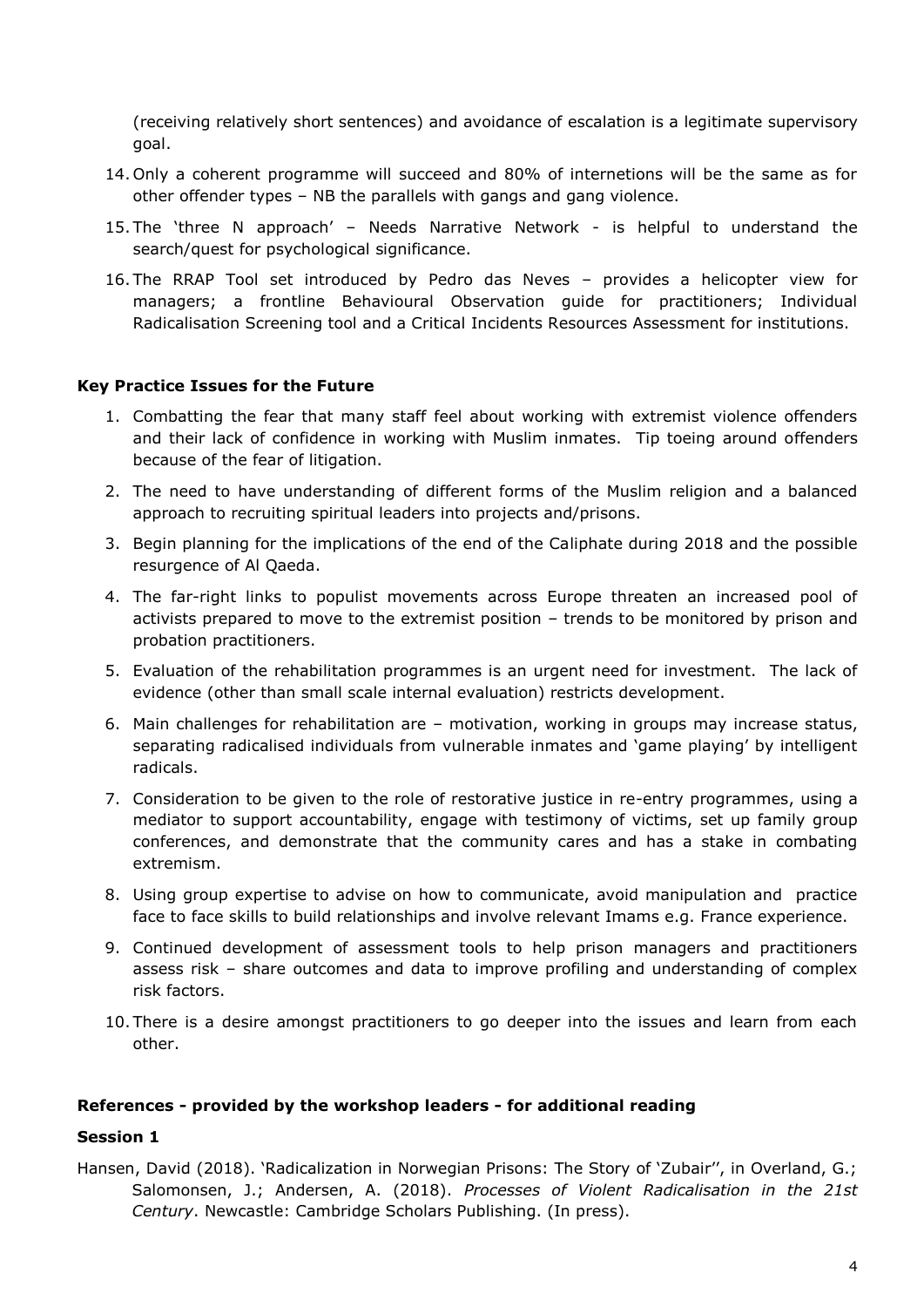(receiving relatively short sentences) and avoidance of escalation is a legitimate supervisory goal.

14. Only a coherent programme will succeed and 80% of internetions will be the same as for other offender types – NB the parallels with gangs and gang violence.
15. The 'three N approach' – Needs Narrative Network - is helpful to understand the search/quest for psychological significance.
16. The RRAP Tool set introduced by Pedro das Neves – provides a helicopter view for managers; a frontline Behavioural Observation guide for practitioners; Individual Radicalisation Screening tool and a Critical Incidents Resources Assessment for institutions.

**Key Practice Issues for the Future**

1. Combatting the fear that many staff feel about working with extremist violence offenders and their lack of confidence in working with Muslim inmates. Tip toeing around offenders because of the fear of litigation.
2. The need to have understanding of different forms of the Muslim religion and a balanced approach to recruiting spiritual leaders into projects and/prisons.
3. Begin planning for the implications of the end of the Caliphate during 2018 and the possible resurgence of Al Qaeda.
4. The far-right links to populist movements across Europe threaten an increased pool of activists prepared to move to the extremist position – trends to be monitored by prison and probation practitioners.
5. Evaluation of the rehabilitation programmes is an urgent need for investment. The lack of evidence (other than small scale internal evaluation) restricts development.
6. Main challenges for rehabilitation are – motivation, working in groups may increase status, separating radicalised individuals from vulnerable inmates and 'game playing' by intelligent radicals.
7. Consideration to be given to the role of restorative justice in re-entry programmes, using a mediator to support accountability, engage with testimony of victims, set up family group conferences, and demonstrate that the community cares and has a stake in combating extremism.
8. Using group expertise to advise on how to communicate, avoid manipulation and practice face to face skills to build relationships and involve relevant Imams e.g. France experience.
9. Continued development of assessment tools to help prison managers and practitioners assess risk – share outcomes and data to improve profiling and understanding of complex risk factors.
10. There is a desire amongst practitioners to go deeper into the issues and learn from each other.

**References - provided by the workshop leaders - for additional reading**

**Session 1**

Hansen, David (2018). 'Radicalization in Norwegian Prisons: The Story of 'Zubair'', in Overland, G.; Salomonsen, J.; Andersen, A. (2018). *Processes of Violent Radicalisation in the 21st Century*. Newcastle: Cambridge Scholars Publishing. (In press).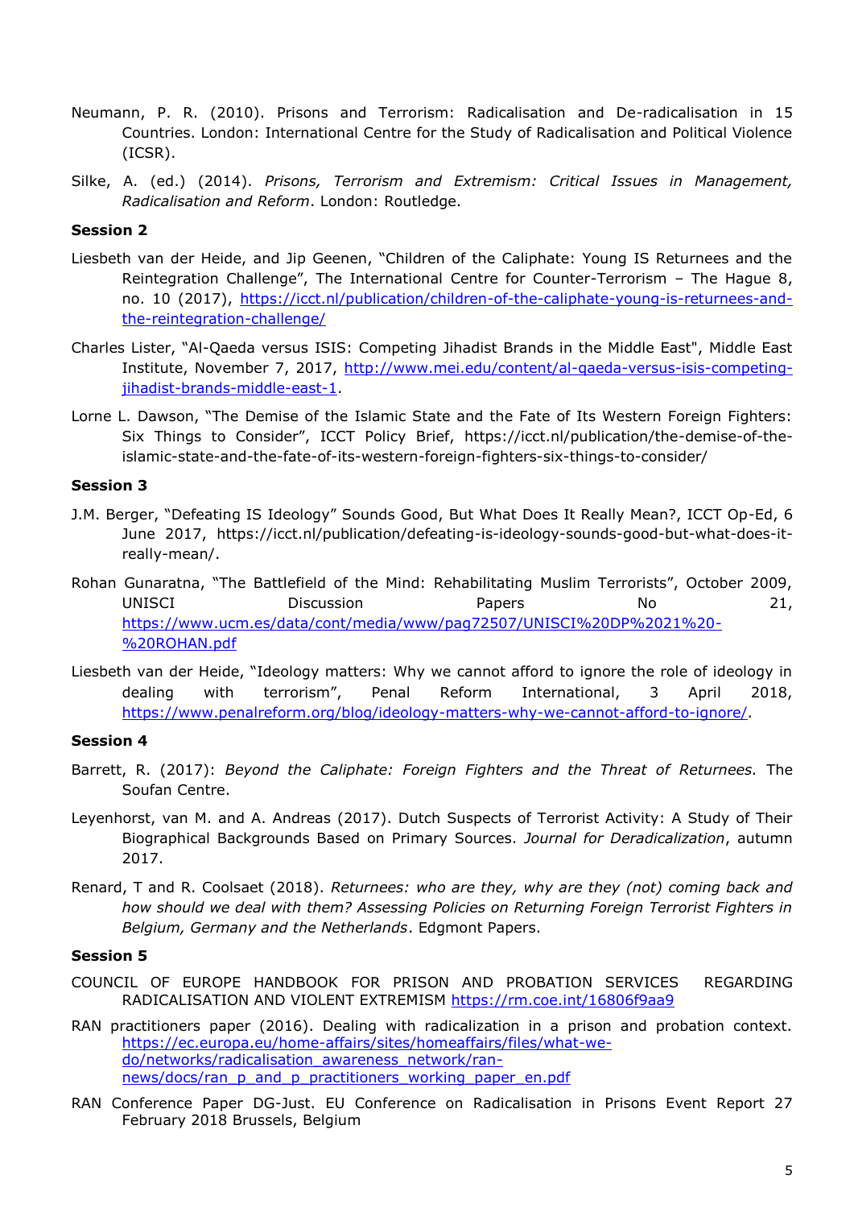Neumann, P. R. (2010). Prisons and Terrorism: Radicalisation and De-radicalisation in 15 Countries. London: International Centre for the Study of Radicalisation and Political Violence (ICSR).

Silke, A. (ed.) (2014). *Prisons, Terrorism and Extremism: Critical Issues in Management, Radicalisation and Reform*. London: Routledge.

**Session 2**

Liesbeth van der Heide, and Jip Geenen, "Children of the Caliphate: Young IS Returnees and the Reintegration Challenge", The International Centre for Counter-Terrorism – The Hague 8, no. 10 (2017), https://icct.nl/publication/children-of-the-caliphate-young-is-returnees-and-the-reintegration-challenge/

Charles Lister, "Al-Qaeda versus ISIS: Competing Jihadist Brands in the Middle East", Middle East Institute, November 7, 2017, http://www.mei.edu/content/al-qaeda-versus-isis-competing-jihadist-brands-middle-east-1.

Lorne L. Dawson, "The Demise of the Islamic State and the Fate of Its Western Foreign Fighters: Six Things to Consider", ICCT Policy Brief, https://icct.nl/publication/the-demise-of-the-islamic-state-and-the-fate-of-its-western-foreign-fighters-six-things-to-consider/

**Session 3**

J.M. Berger, "Defeating IS Ideology" Sounds Good, But What Does It Really Mean?, ICCT Op-Ed, 6 June 2017, https://icct.nl/publication/defeating-is-ideology-sounds-good-but-what-does-it-really-mean/.

Rohan Gunaratna, "The Battlefield of the Mind: Rehabilitating Muslim Terrorists", October 2009, UNISCI Discussion Papers No 21, https://www.ucm.es/data/cont/media/www/pag72507/UNISCI%20DP%2021%20-%20ROHAN.pdf

Liesbeth van der Heide, "Ideology matters: Why we cannot afford to ignore the role of ideology in dealing with terrorism", Penal Reform International, 3 April 2018, https://www.penalreform.org/blog/ideology-matters-why-we-cannot-afford-to-ignore/.

**Session 4**

Barrett, R. (2017): *Beyond the Caliphate: Foreign Fighters and the Threat of Returnees.* The Soufan Centre.

Leyenhorst, van M. and A. Andreas (2017). Dutch Suspects of Terrorist Activity: A Study of Their Biographical Backgrounds Based on Primary Sources. *Journal for Deradicalization*, autumn 2017.

Renard, T and R. Coolsaet (2018). *Returnees: who are they, why are they (not) coming back and how should we deal with them? Assessing Policies on Returning Foreign Terrorist Fighters in Belgium, Germany and the Netherlands*. Edgmont Papers.

**Session 5**

COUNCIL OF EUROPE HANDBOOK FOR PRISON AND PROBATION SERVICES REGARDING RADICALISATION AND VIOLENT EXTREMISM https://rm.coe.int/16806f9aa9

RAN practitioners paper (2016). Dealing with radicalization in a prison and probation context. https://ec.europa.eu/home-affairs/sites/homeaffairs/files/what-we-do/networks/radicalisation_awareness_network/ran-news/docs/ran_p_and_p_practitioners_working_paper_en.pdf

RAN Conference Paper DG-Just. EU Conference on Radicalisation in Prisons Event Report 27 February 2018 Brussels, Belgium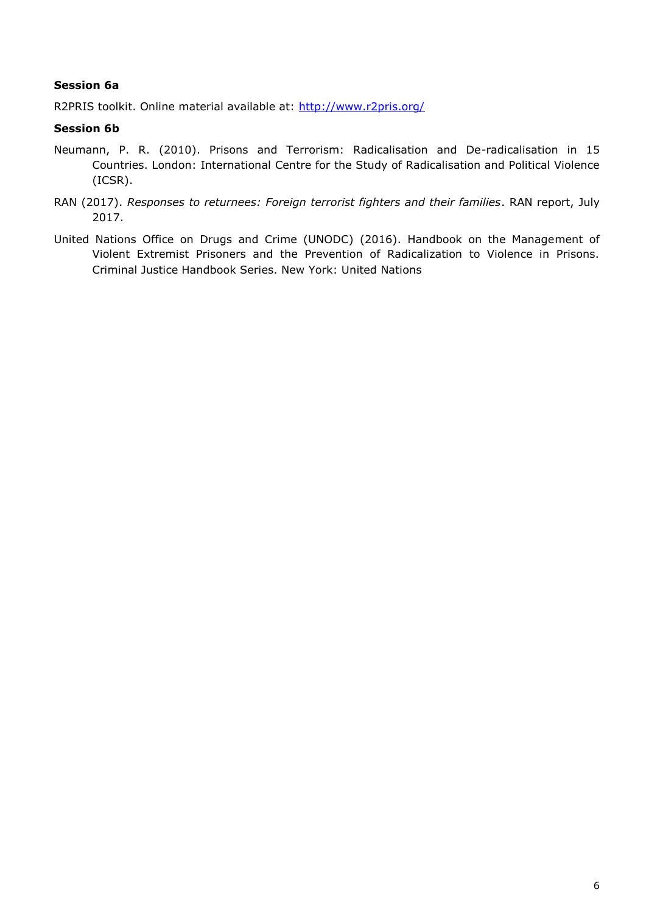**Session 6a**

R2PRIS toolkit. Online material available at: [http://www.r2pris.org/](http://www.r2pris.org/)

**Session 6b**

Neumann, P. R. (2010). Prisons and Terrorism: Radicalisation and De-radicalisation in 15 Countries. London: International Centre for the Study of Radicalisation and Political Violence (ICSR).

RAN (2017). *Responses to returnees: Foreign terrorist fighters and their families*. RAN report, July 2017.

United Nations Office on Drugs and Crime (UNODC) (2016). Handbook on the Management of Violent Extremist Prisoners and the Prevention of Radicalization to Violence in Prisons. Criminal Justice Handbook Series. New York: United Nations